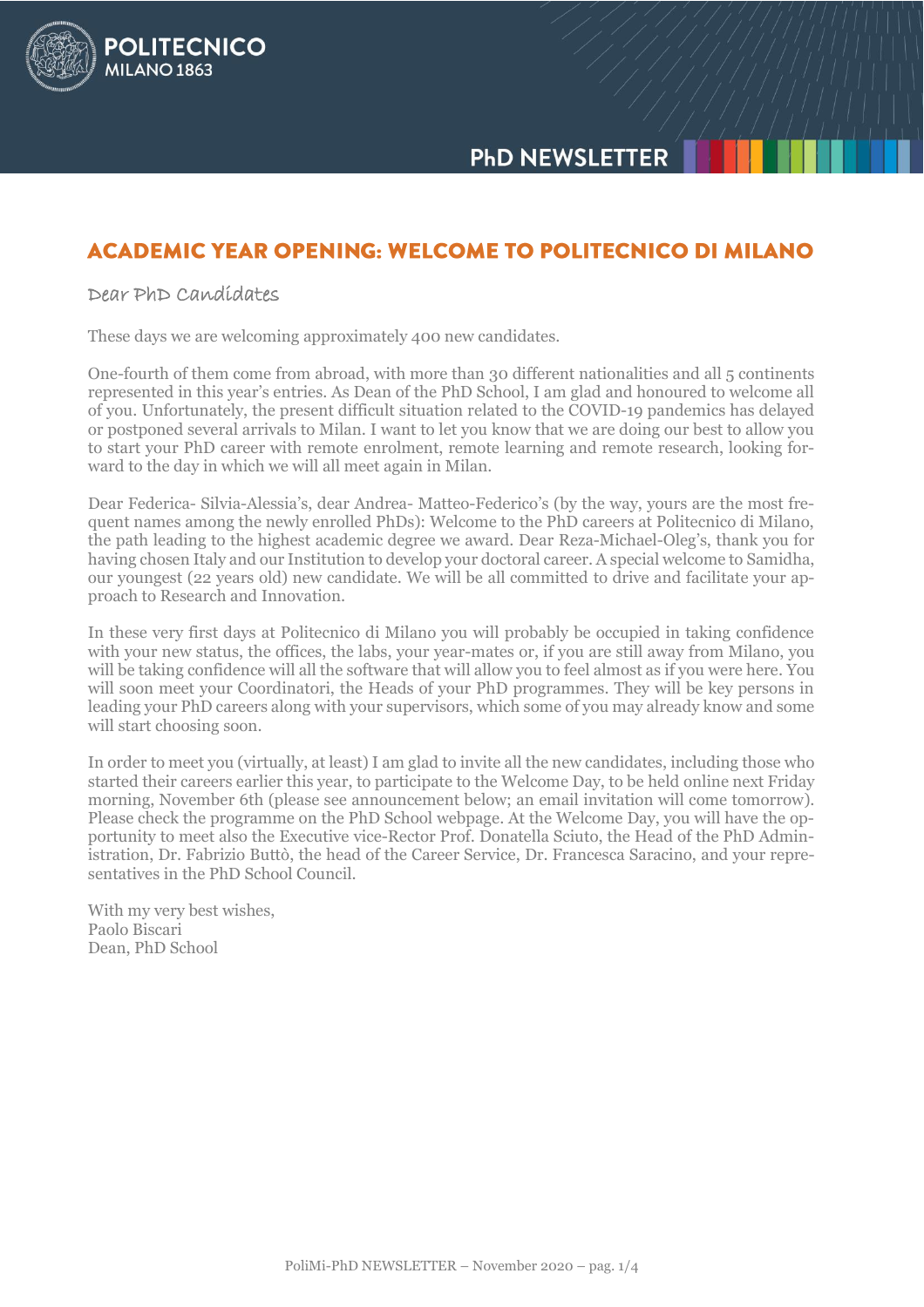# ACADEMIC YEAR OPENING: WELCOME TO POLITECNICO DI MILANO

Dear PhD Candidates

These days we are welcoming approximately 400 new candidates.

One-fourth of them come from abroad, with more than 30 different nationalities and all 5 continents represented in this year's entries. As Dean of the PhD School, I am glad and honoured to welcome all of you. Unfortunately, the present difficult situation related to the COVID-19 pandemics has delayed or postponed several arrivals to Milan. I want to let you know that we are doing our best to allow you to start your PhD career with remote enrolment, remote learning and remote research, looking forward to the day in which we will all meet again in Milan.

Dear Federica- Silvia-Alessia's, dear Andrea- Matteo-Federico's (by the way, yours are the most frequent names among the newly enrolled PhDs): Welcome to the PhD careers at Politecnico di Milano, the path leading to the highest academic degree we award. Dear Reza-Michael-Oleg's, thank you for having chosen Italy and our Institution to develop your doctoral career. A special welcome to Samidha, our youngest (22 years old) new candidate. We will be all committed to drive and facilitate your approach to Research and Innovation.

In these very first days at Politecnico di Milano you will probably be occupied in taking confidence with your new status, the offices, the labs, your year-mates or, if you are still away from Milano, you will be taking confidence will all the software that will allow you to feel almost as if you were here. You will soon meet your Coordinatori, the Heads of your PhD programmes. They will be key persons in leading your PhD careers along with your supervisors, which some of you may already know and some will start choosing soon.

In order to meet you (virtually, at least) I am glad to invite all the new candidates, including those who started their careers earlier this year, to participate to the Welcome Day, to be held online next Friday morning, November 6th (please see announcement below; an email invitation will come tomorrow). Please check the programme on the PhD School webpage. At the Welcome Day, you will have the opportunity to meet also the Executive vice-Rector Prof. Donatella Sciuto, the Head of the PhD Administration, Dr. Fabrizio Buttò, the head of the Career Service, Dr. Francesca Saracino, and your representatives in the PhD School Council.

With my very best wishes,
Paolo Biscari
Dean, PhD School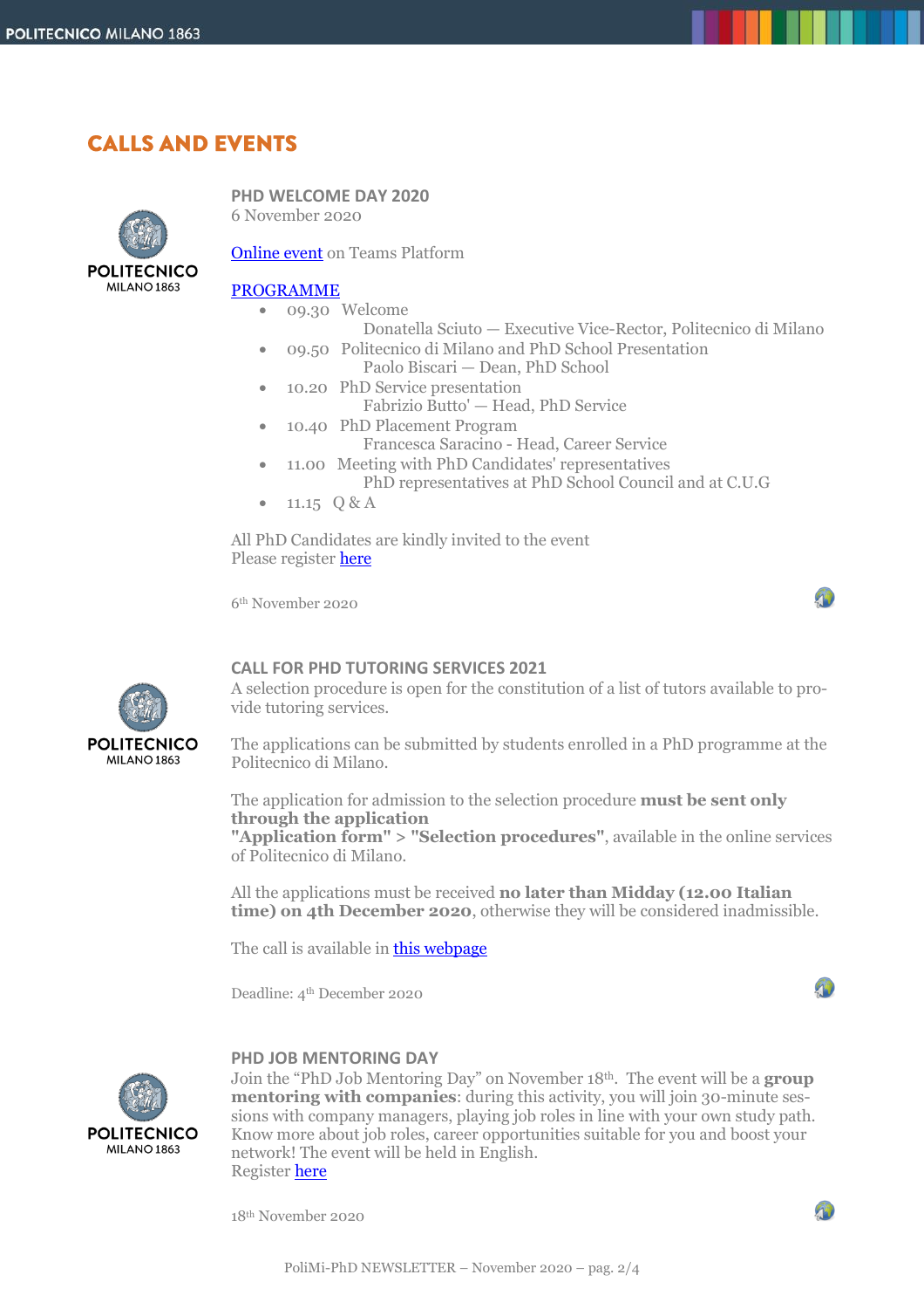# CALLS AND EVENTS

### PHD WELCOME DAY 2020

6 November 2020

Online event on Teams Platform

PROGRAMME

- 09.30 Welcome
  Donatella Sciuto — Executive Vice-Rector, Politecnico di Milano
- 09.50 Politecnico di Milano and PhD School Presentation
  Paolo Biscari — Dean, PhD School
- 10.20 PhD Service presentation
  Fabrizio Butto' — Head, PhD Service
- 10.40 PhD Placement Program
  Francesca Saracino - Head, Career Service
- 11.00 Meeting with PhD Candidates' representatives
  PhD representatives at PhD School Council and at C.U.G
- 11.15 Q & A

All PhD Candidates are kindly invited to the event
Please register here

6th November 2020

### CALL FOR PHD TUTORING SERVICES 2021

A selection procedure is open for the constitution of a list of tutors available to provide tutoring services.

The applications can be submitted by students enrolled in a PhD programme at the Politecnico di Milano.

The application for admission to the selection procedure **must be sent only through the application "Application form" > "Selection procedures"**, available in the online services of Politecnico di Milano.

All the applications must be received **no later than Midday (12.00 Italian time) on 4th December 2020**, otherwise they will be considered inadmissible.

The call is available in this webpage

Deadline: 4th December 2020

### PHD JOB MENTORING DAY

Join the "PhD Job Mentoring Day" on November 18th. The event will be a **group mentoring with companies**: during this activity, you will join 30-minute sessions with company managers, playing job roles in line with your own study path. Know more about job roles, career opportunities suitable for you and boost your network! The event will be held in English.
Register here

18th November 2020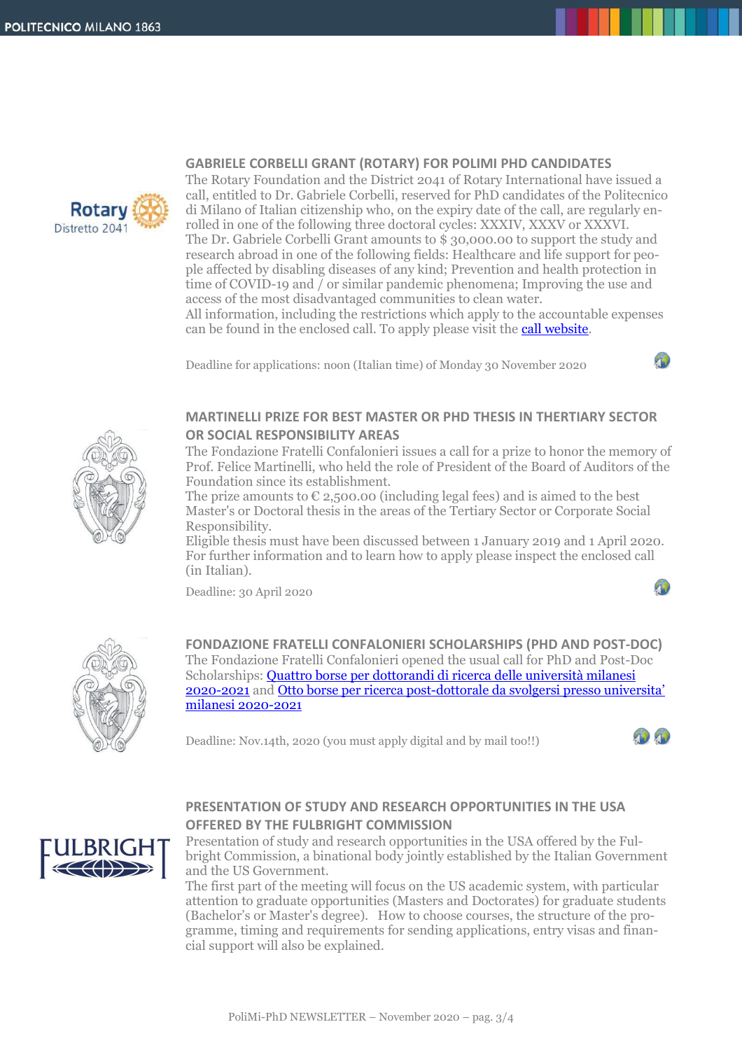### GABRIELE CORBELLI GRANT (ROTARY) FOR POLIMI PHD CANDIDATES

The Rotary Foundation and the District 2041 of Rotary International have issued a call, entitled to Dr. Gabriele Corbelli, reserved for PhD candidates of the Politecnico di Milano of Italian citizenship who, on the expiry date of the call, are regularly enrolled in one of the following three doctoral cycles: XXXIV, XXXV or XXXVI.

The Dr. Gabriele Corbelli Grant amounts to $ 30,000.00 to support the study and research abroad in one of the following fields: Healthcare and life support for people affected by disabling diseases of any kind; Prevention and health protection in time of COVID-19 and / or similar pandemic phenomena; Improving the use and access of the most disadvantaged communities to clean water.

All information, including the restrictions which apply to the accountable expenses can be found in the enclosed call. To apply please visit the call website.

Deadline for applications: noon (Italian time) of Monday 30 November 2020

### MARTINELLI PRIZE FOR BEST MASTER OR PHD THESIS IN THERTIARY SECTOR OR SOCIAL RESPONSIBILITY AREAS

The Fondazione Fratelli Confalonieri issues a call for a prize to honor the memory of Prof. Felice Martinelli, who held the role of President of the Board of Auditors of the Foundation since its establishment.

The prize amounts to € 2,500.00 (including legal fees) and is aimed to the best Master's or Doctoral thesis in the areas of the Tertiary Sector or Corporate Social Responsibility.

Eligible thesis must have been discussed between 1 January 2019 and 1 April 2020. For further information and to learn how to apply please inspect the enclosed call (in Italian).

Deadline: 30 April 2020

### FONDAZIONE FRATELLI CONFALONIERI SCHOLARSHIPS (PHD AND POST-DOC)

The Fondazione Fratelli Confalonieri opened the usual call for PhD and Post-Doc Scholarships: Quattro borse per dottorandi di ricerca delle università milanesi 2020-2021 and Otto borse per ricerca post-dottorale da svolgersi presso universita' milanesi 2020-2021

Deadline: Nov.14th, 2020 (you must apply digital and by mail too!!)

### PRESENTATION OF STUDY AND RESEARCH OPPORTUNITIES IN THE USA OFFERED BY THE FULBRIGHT COMMISSION

Presentation of study and research opportunities in the USA offered by the Fulbright Commission, a binational body jointly established by the Italian Government and the US Government.

The first part of the meeting will focus on the US academic system, with particular attention to graduate opportunities (Masters and Doctorates) for graduate students (Bachelor's or Master's degree). How to choose courses, the structure of the programme, timing and requirements for sending applications, entry visas and financial support will also be explained.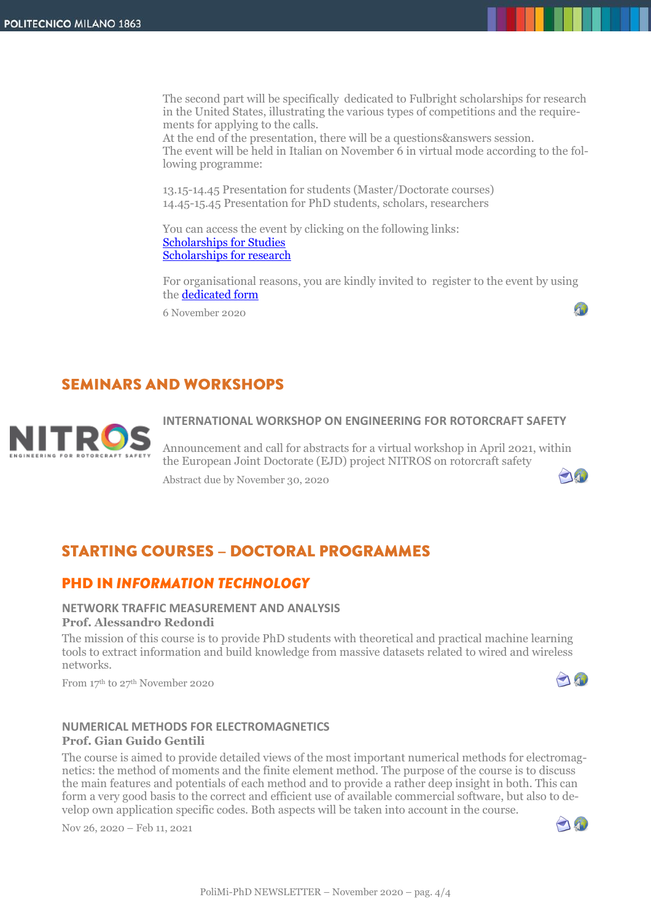The second part will be specifically dedicated to Fulbright scholarships for research in the United States, illustrating the various types of competitions and the requirements for applying to the calls.
At the end of the presentation, there will be a questions&answers session.
The event will be held in Italian on November 6 in virtual mode according to the following programme:

13.15-14.45 Presentation for students (Master/Doctorate courses)
14.45-15.45 Presentation for PhD students, scholars, researchers

You can access the event by clicking on the following links:
Scholarships for Studies
Scholarships for research

For organisational reasons, you are kindly invited to register to the event by using the dedicated form

6 November 2020

## SEMINARS AND WORKSHOPS

### INTERNATIONAL WORKSHOP ON ENGINEERING FOR ROTORCRAFT SAFETY

Announcement and call for abstracts for a virtual workshop in April 2021, within the European Joint Doctorate (EJD) project NITROS on rotorcraft safety

Abstract due by November 30, 2020

## STARTING COURSES – DOCTORAL PROGRAMMES

### PHD IN *INFORMATION TECHNOLOGY*

#### NETWORK TRAFFIC MEASUREMENT AND ANALYSIS
**Prof. Alessandro Redondi**

The mission of this course is to provide PhD students with theoretical and practical machine learning tools to extract information and build knowledge from massive datasets related to wired and wireless networks.

From 17th to 27th November 2020

#### NUMERICAL METHODS FOR ELECTROMAGNETICS
**Prof. Gian Guido Gentili**

The course is aimed to provide detailed views of the most important numerical methods for electromagnetics: the method of moments and the finite element method. The purpose of the course is to discuss the main features and potentials of each method and to provide a rather deep insight in both. This can form a very good basis to the correct and efficient use of available commercial software, but also to develop own application specific codes. Both aspects will be taken into account in the course.

Nov 26, 2020 – Feb 11, 2021